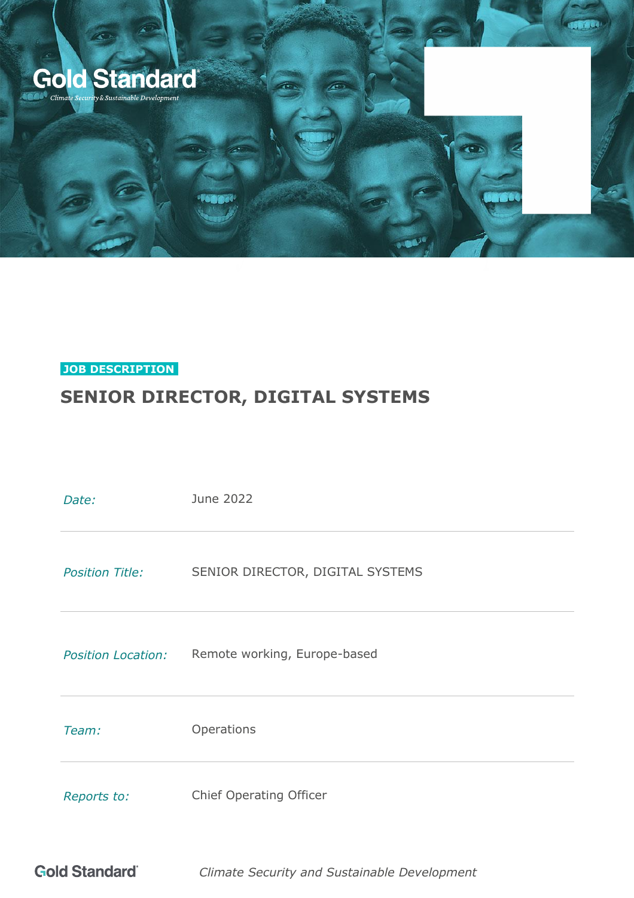Gold Standard
Climate Security & Sustainable Development

**JOB DESCRIPTION**

# SENIOR DIRECTOR, DIGITAL SYSTEMS

| | |
|---|---|
| *Date:* | June 2022 |
| *Position Title:* | SENIOR DIRECTOR, DIGITAL SYSTEMS |
| *Position Location:* | Remote working, Europe-based |
| *Team:* | Operations |
| *Reports to:* | Chief Operating Officer |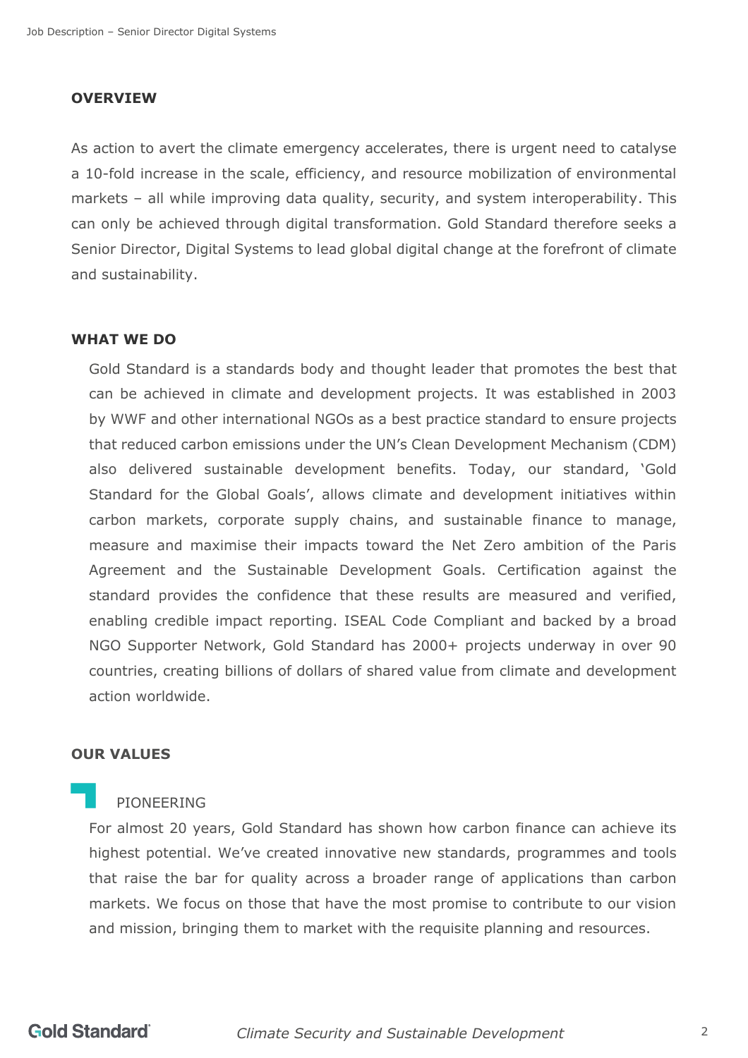## OVERVIEW

As action to avert the climate emergency accelerates, there is urgent need to catalyse a 10-fold increase in the scale, efficiency, and resource mobilization of environmental markets – all while improving data quality, security, and system interoperability. This can only be achieved through digital transformation. Gold Standard therefore seeks a Senior Director, Digital Systems to lead global digital change at the forefront of climate and sustainability.

## WHAT WE DO

Gold Standard is a standards body and thought leader that promotes the best that can be achieved in climate and development projects. It was established in 2003 by WWF and other international NGOs as a best practice standard to ensure projects that reduced carbon emissions under the UN's Clean Development Mechanism (CDM) also delivered sustainable development benefits. Today, our standard, 'Gold Standard for the Global Goals', allows climate and development initiatives within carbon markets, corporate supply chains, and sustainable finance to manage, measure and maximise their impacts toward the Net Zero ambition of the Paris Agreement and the Sustainable Development Goals. Certification against the standard provides the confidence that these results are measured and verified, enabling credible impact reporting. ISEAL Code Compliant and backed by a broad NGO Supporter Network, Gold Standard has 2000+ projects underway in over 90 countries, creating billions of dollars of shared value from climate and development action worldwide.

## OUR VALUES

### PIONEERING

For almost 20 years, Gold Standard has shown how carbon finance can achieve its highest potential. We've created innovative new standards, programmes and tools that raise the bar for quality across a broader range of applications than carbon markets. We focus on those that have the most promise to contribute to our vision and mission, bringing them to market with the requisite planning and resources.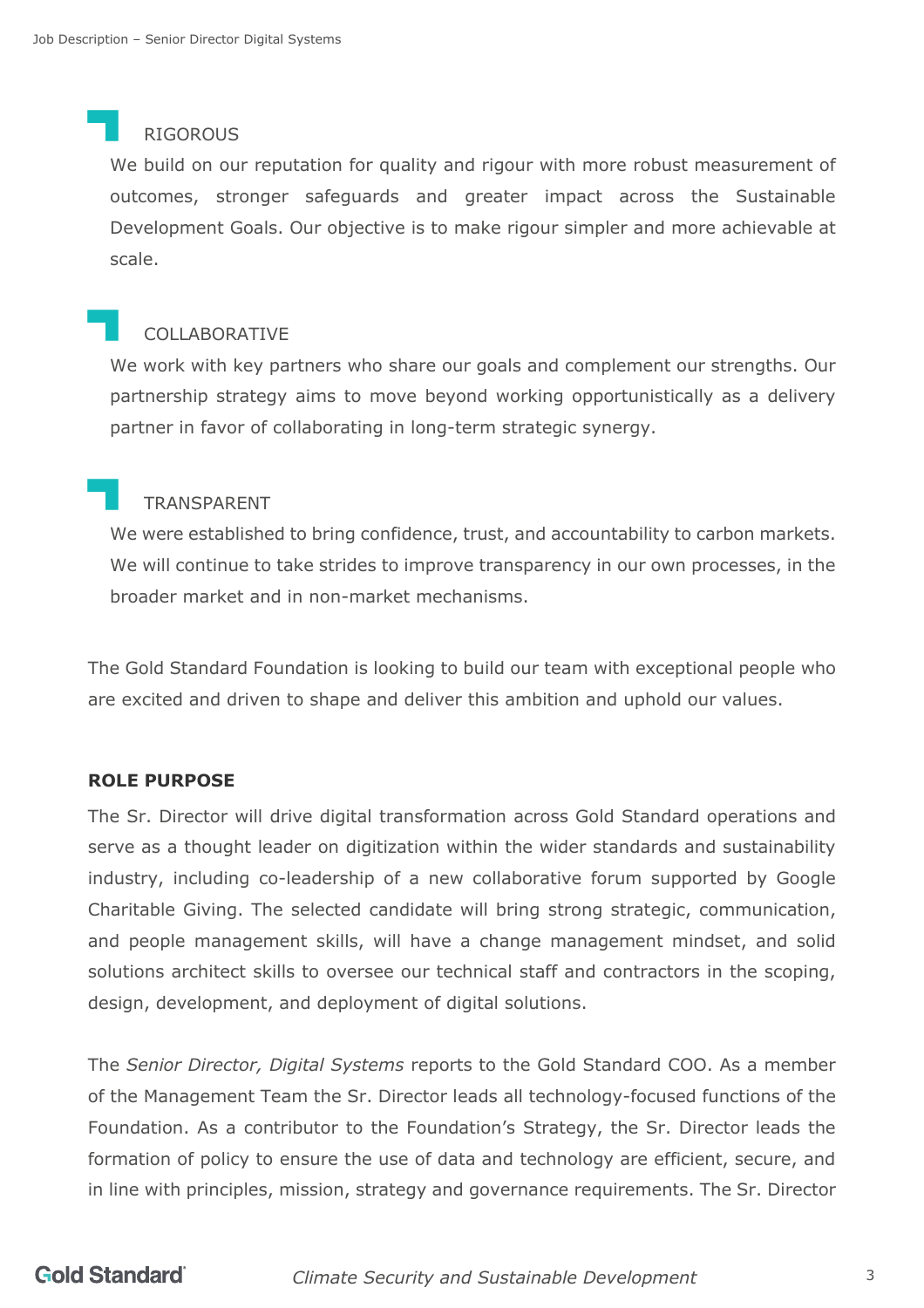### RIGOROUS

We build on our reputation for quality and rigour with more robust measurement of outcomes, stronger safeguards and greater impact across the Sustainable Development Goals. Our objective is to make rigour simpler and more achievable at scale.

### COLLABORATIVE

We work with key partners who share our goals and complement our strengths. Our partnership strategy aims to move beyond working opportunistically as a delivery partner in favor of collaborating in long-term strategic synergy.

### TRANSPARENT

We were established to bring confidence, trust, and accountability to carbon markets. We will continue to take strides to improve transparency in our own processes, in the broader market and in non-market mechanisms.

The Gold Standard Foundation is looking to build our team with exceptional people who are excited and driven to shape and deliver this ambition and uphold our values.

**ROLE PURPOSE**

The Sr. Director will drive digital transformation across Gold Standard operations and serve as a thought leader on digitization within the wider standards and sustainability industry, including co-leadership of a new collaborative forum supported by Google Charitable Giving. The selected candidate will bring strong strategic, communication, and people management skills, will have a change management mindset, and solid solutions architect skills to oversee our technical staff and contractors in the scoping, design, development, and deployment of digital solutions.

The *Senior Director, Digital Systems* reports to the Gold Standard COO. As a member of the Management Team the Sr. Director leads all technology-focused functions of the Foundation. As a contributor to the Foundation's Strategy, the Sr. Director leads the formation of policy to ensure the use of data and technology are efficient, secure, and in line with principles, mission, strategy and governance requirements. The Sr. Director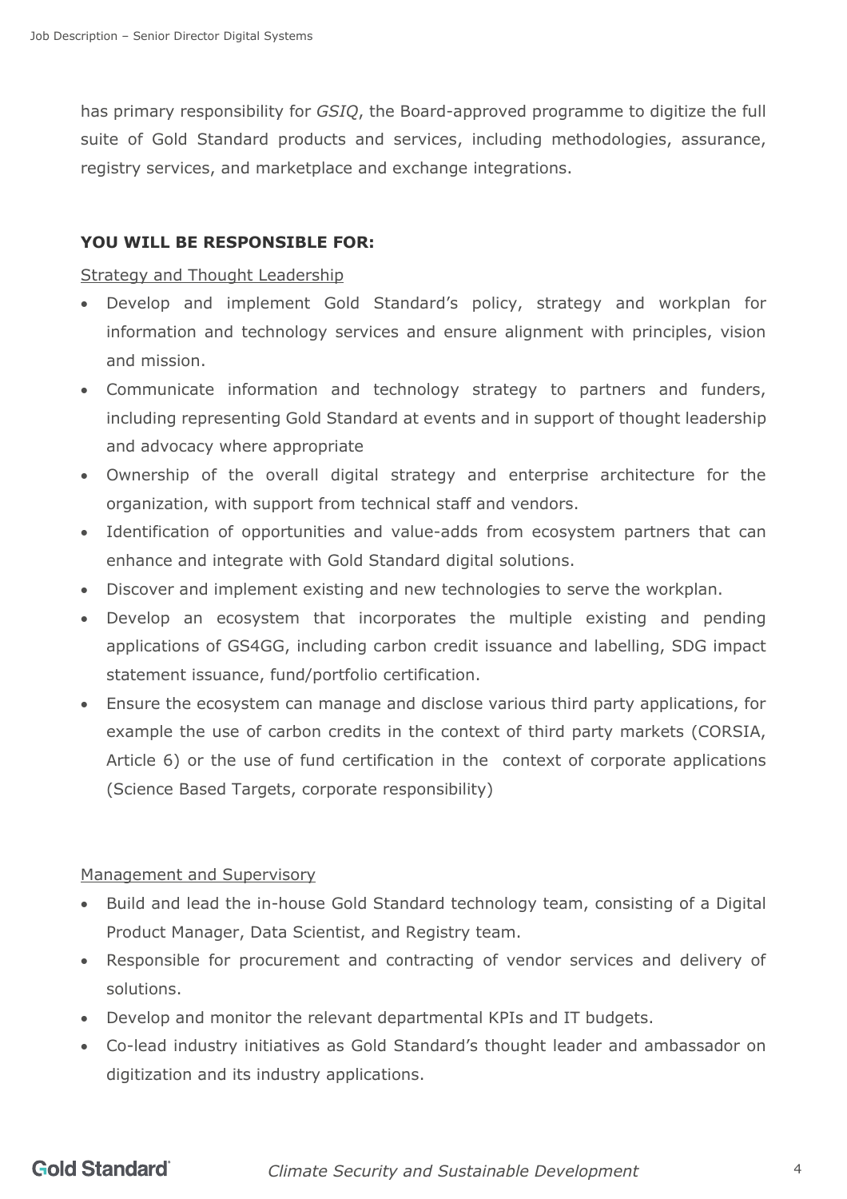has primary responsibility for *GSIQ*, the Board-approved programme to digitize the full suite of Gold Standard products and services, including methodologies, assurance, registry services, and marketplace and exchange integrations.

**YOU WILL BE RESPONSIBLE FOR:**

<u>Strategy and Thought Leadership</u>

- Develop and implement Gold Standard's policy, strategy and workplan for information and technology services and ensure alignment with principles, vision and mission.
- Communicate information and technology strategy to partners and funders, including representing Gold Standard at events and in support of thought leadership and advocacy where appropriate
- Ownership of the overall digital strategy and enterprise architecture for the organization, with support from technical staff and vendors.
- Identification of opportunities and value-adds from ecosystem partners that can enhance and integrate with Gold Standard digital solutions.
- Discover and implement existing and new technologies to serve the workplan.
- Develop an ecosystem that incorporates the multiple existing and pending applications of GS4GG, including carbon credit issuance and labelling, SDG impact statement issuance, fund/portfolio certification.
- Ensure the ecosystem can manage and disclose various third party applications, for example the use of carbon credits in the context of third party markets (CORSIA, Article 6) or the use of fund certification in the context of corporate applications (Science Based Targets, corporate responsibility)

<u>Management and Supervisory</u>

- Build and lead the in-house Gold Standard technology team, consisting of a Digital Product Manager, Data Scientist, and Registry team.
- Responsible for procurement and contracting of vendor services and delivery of solutions.
- Develop and monitor the relevant departmental KPIs and IT budgets.
- Co-lead industry initiatives as Gold Standard's thought leader and ambassador on digitization and its industry applications.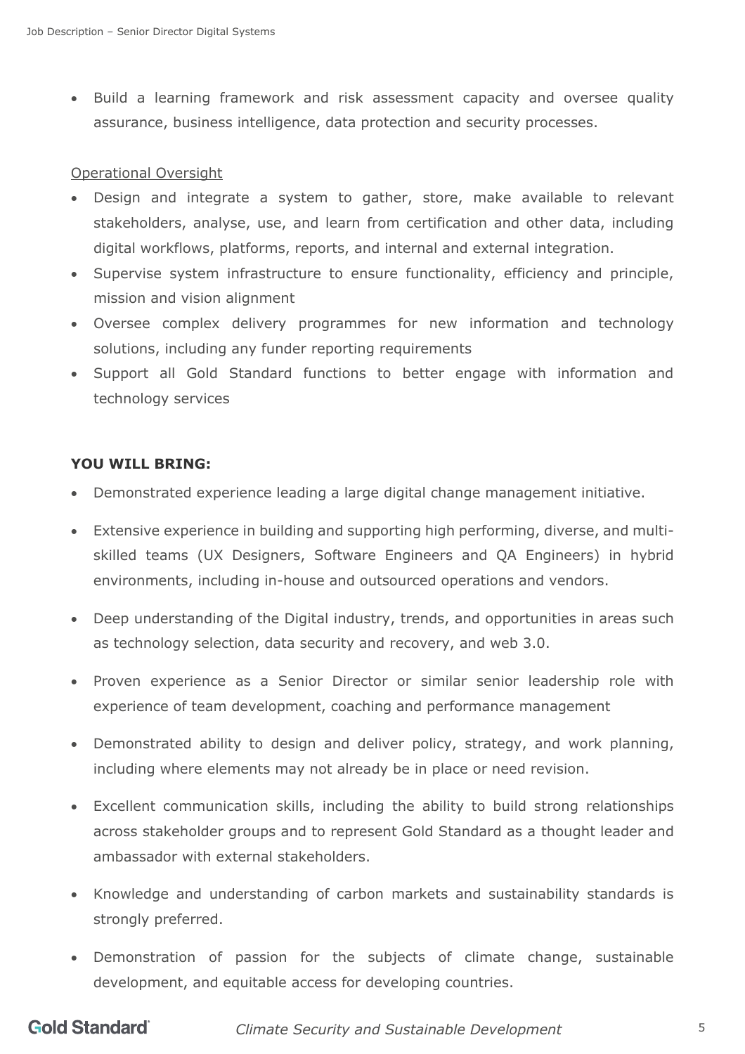- Build a learning framework and risk assessment capacity and oversee quality assurance, business intelligence, data protection and security processes.

Operational Oversight

- Design and integrate a system to gather, store, make available to relevant stakeholders, analyse, use, and learn from certification and other data, including digital workflows, platforms, reports, and internal and external integration.
- Supervise system infrastructure to ensure functionality, efficiency and principle, mission and vision alignment
- Oversee complex delivery programmes for new information and technology solutions, including any funder reporting requirements
- Support all Gold Standard functions to better engage with information and technology services

**YOU WILL BRING:**

- Demonstrated experience leading a large digital change management initiative.
- Extensive experience in building and supporting high performing, diverse, and multi-skilled teams (UX Designers, Software Engineers and QA Engineers) in hybrid environments, including in-house and outsourced operations and vendors.
- Deep understanding of the Digital industry, trends, and opportunities in areas such as technology selection, data security and recovery, and web 3.0.
- Proven experience as a Senior Director or similar senior leadership role with experience of team development, coaching and performance management
- Demonstrated ability to design and deliver policy, strategy, and work planning, including where elements may not already be in place or need revision.
- Excellent communication skills, including the ability to build strong relationships across stakeholder groups and to represent Gold Standard as a thought leader and ambassador with external stakeholders.
- Knowledge and understanding of carbon markets and sustainability standards is strongly preferred.
- Demonstration of passion for the subjects of climate change, sustainable development, and equitable access for developing countries.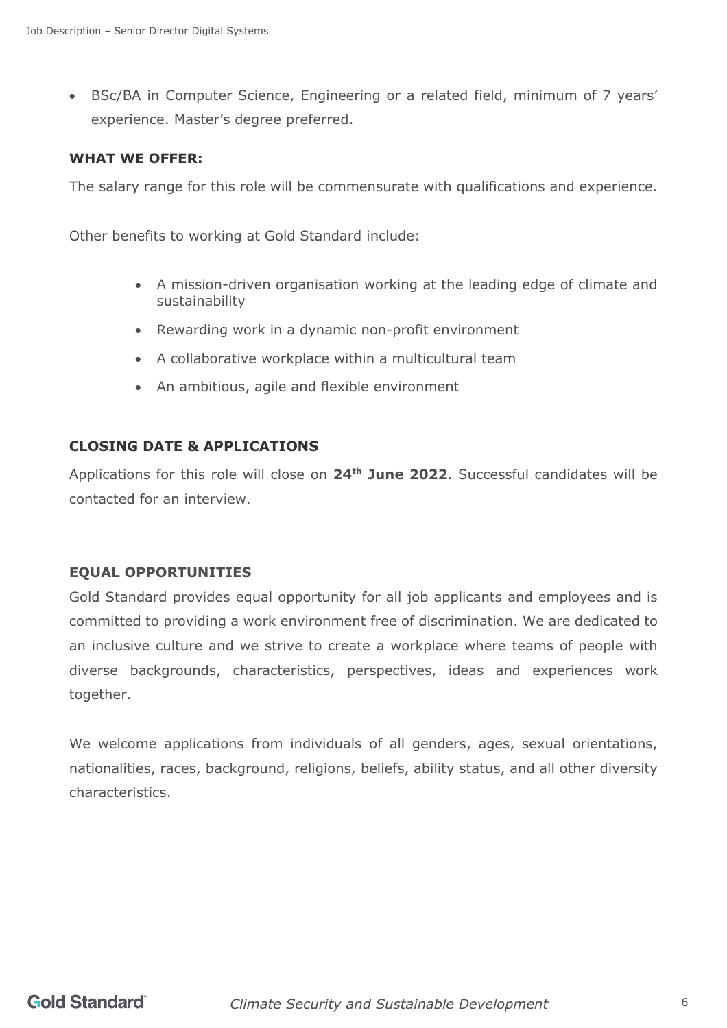- BSc/BA in Computer Science, Engineering or a related field, minimum of 7 years' experience. Master's degree preferred.

**WHAT WE OFFER:**

The salary range for this role will be commensurate with qualifications and experience.

Other benefits to working at Gold Standard include:

- A mission-driven organisation working at the leading edge of climate and sustainability
- Rewarding work in a dynamic non-profit environment
- A collaborative workplace within a multicultural team
- An ambitious, agile and flexible environment

**CLOSING DATE & APPLICATIONS**

Applications for this role will close on **24th June 2022**. Successful candidates will be contacted for an interview.

**EQUAL OPPORTUNITIES**

Gold Standard provides equal opportunity for all job applicants and employees and is committed to providing a work environment free of discrimination. We are dedicated to an inclusive culture and we strive to create a workplace where teams of people with diverse backgrounds, characteristics, perspectives, ideas and experiences work together.

We welcome applications from individuals of all genders, ages, sexual orientations, nationalities, races, background, religions, beliefs, ability status, and all other diversity characteristics.